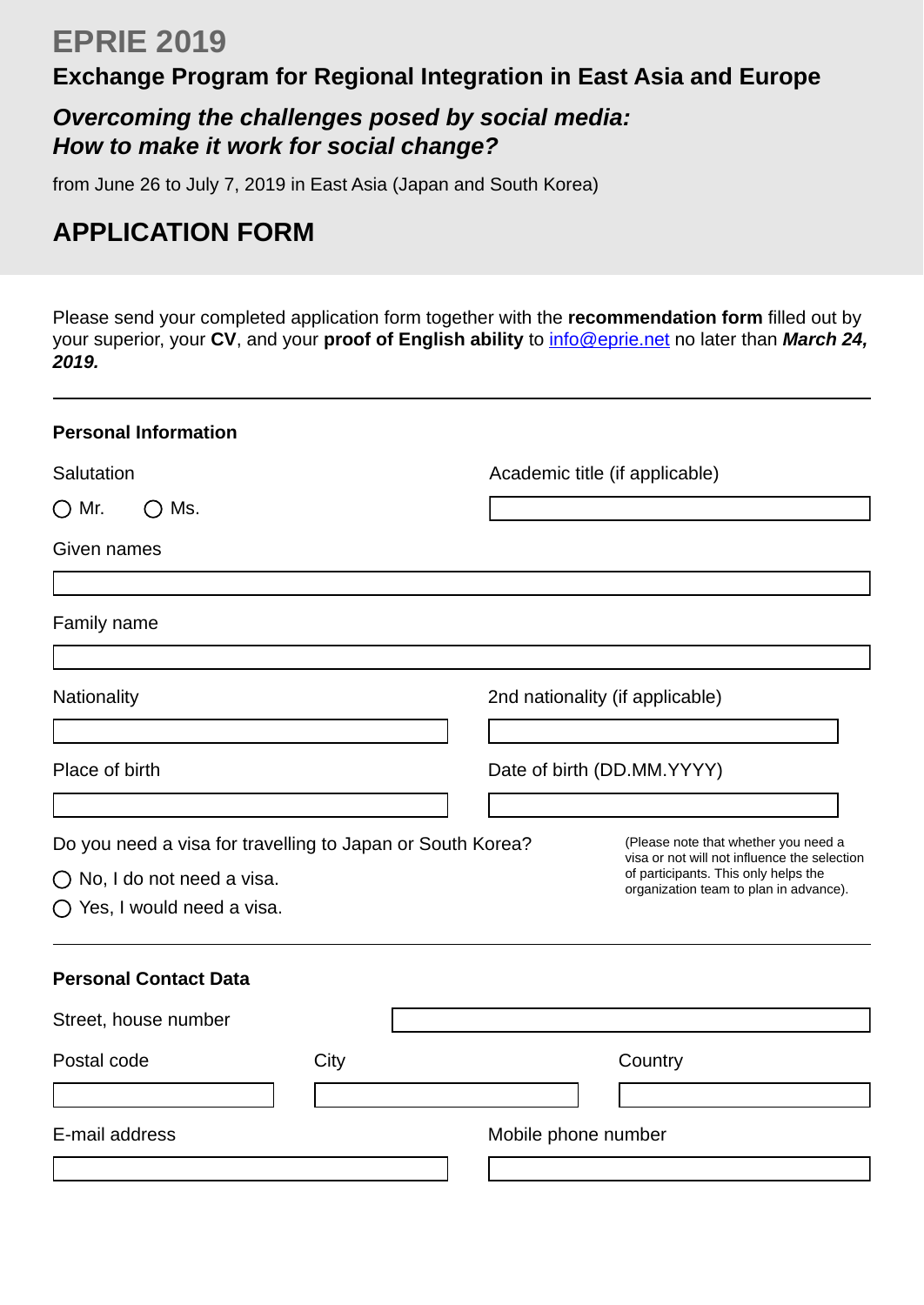# EPRIE 2019

## Exchange Program for Regional Integration in East Asia and Europe

### *Overcoming the challenges posed by social media: How to make it work for social change?*

from June 26 to July 7, 2019 in East Asia (Japan and South Korea)

## APPLICATION FORM

Please send your completed application form together with the **recommendation form** filled out by your superior, your **CV**, and your **proof of English ability** to info@eprie.net no later than ***March 24, 2019.***

---

### Personal Information

Salutation

○ Mr. ○ Ms.

Academic title (if applicable)

Given names

Family name

Nationality

2nd nationality (if applicable)

Place of birth

Date of birth (DD.MM.YYYY)

Do you need a visa for travelling to Japan or South Korea?

○ No, I do not need a visa.

○ Yes, I would need a visa.

(Please note that whether you need a visa or not will not influence the selection of participants. This only helps the organization team to plan in advance).

---

### Personal Contact Data

Street, house number

Postal code

City

Country

E-mail address

Mobile phone number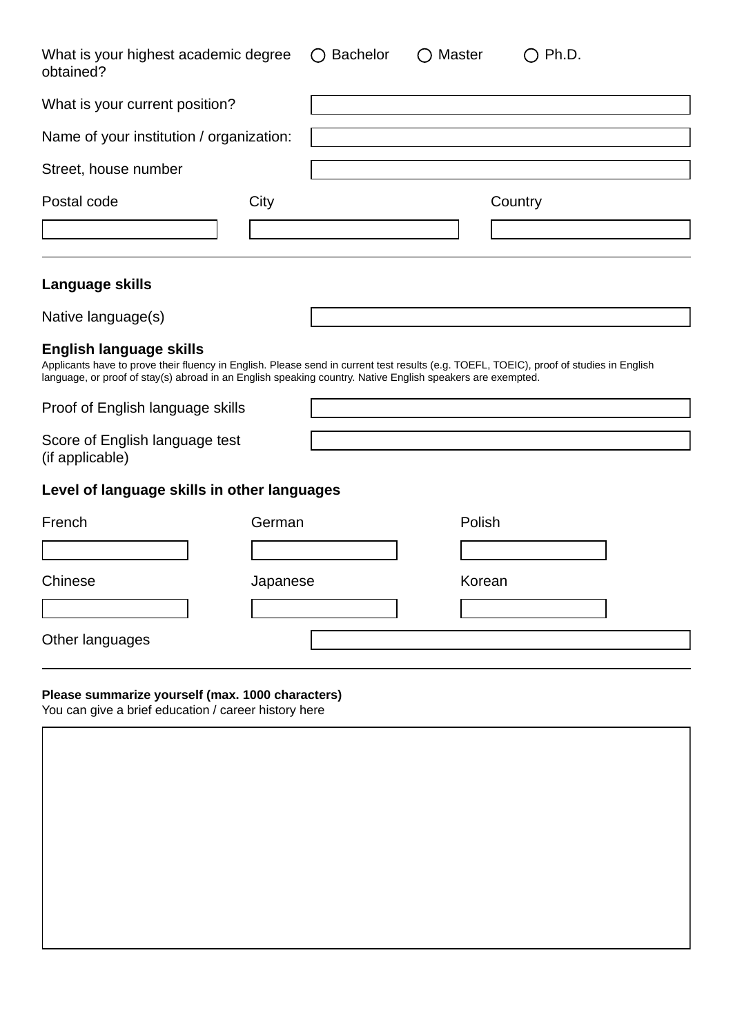What is your highest academic degree obtained? ◯ Bachelor ◯ Master ◯ Ph.D.

What is your current position?

Name of your institution / organization:

Street, house number

Postal code | City | Country

---

**Language skills**

Native language(s)

**English language skills**

Applicants have to prove their fluency in English. Please send in current test results (e.g. TOEFL, TOEIC), proof of studies in English language, or proof of stay(s) abroad in an English speaking country. Native English speakers are exempted.

Proof of English language skills

Score of English language test (if applicable)

**Level of language skills in other languages**

French | German | Polish

Chinese | Japanese | Korean

Other languages

---

**Please summarize yourself (max. 1000 characters)**
You can give a brief education / career history here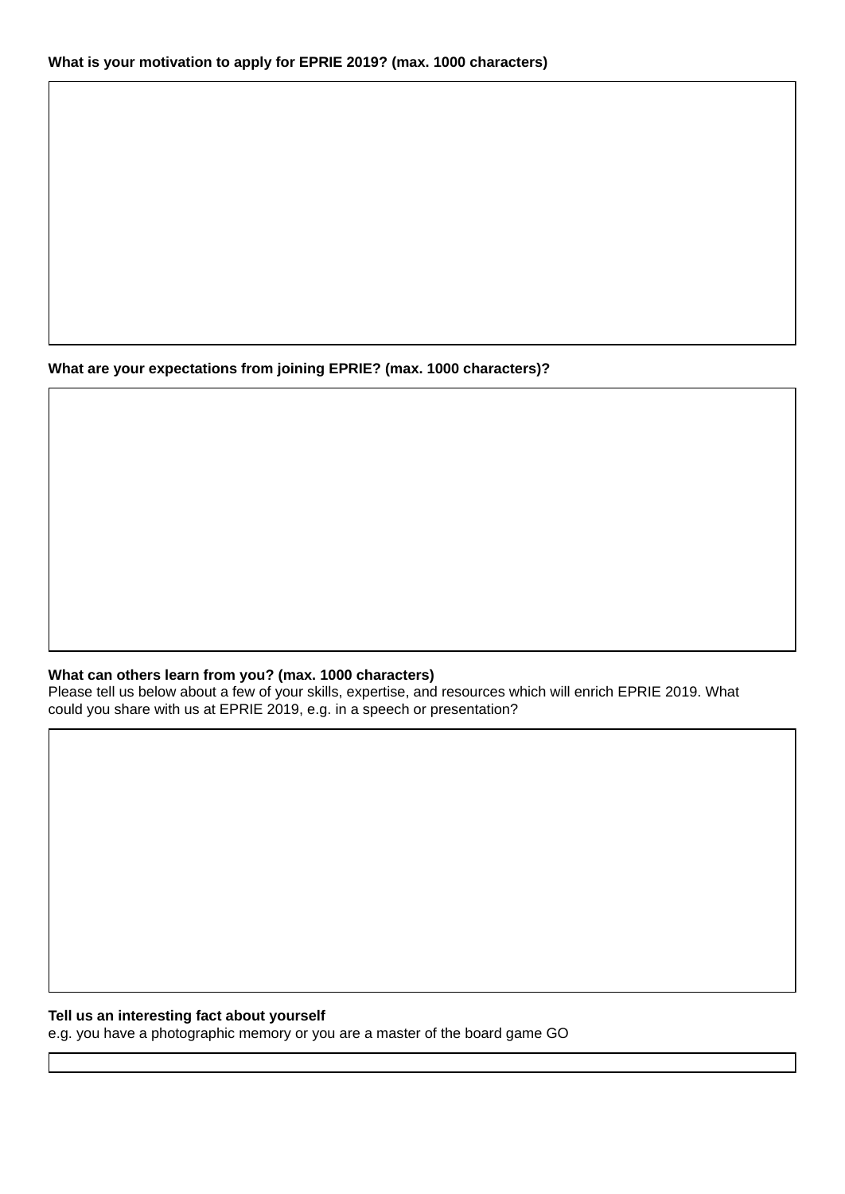**What is your motivation to apply for EPRIE 2019? (max. 1000 characters)**

**What are your expectations from joining EPRIE? (max. 1000 characters)?**

**What can others learn from you? (max. 1000 characters)**
Please tell us below about a few of your skills, expertise, and resources which will enrich EPRIE 2019. What could you share with us at EPRIE 2019, e.g. in a speech or presentation?

**Tell us an interesting fact about yourself**
e.g. you have a photographic memory or you are a master of the board game GO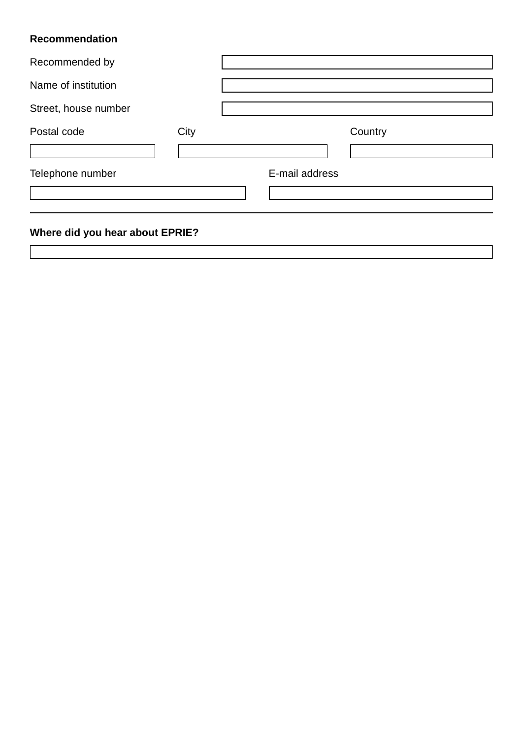**Recommendation**

Recommended by

Name of institution

Street, house number

Postal code

City

Country

Telephone number

E-mail address

---

**Where did you hear about EPRIE?**